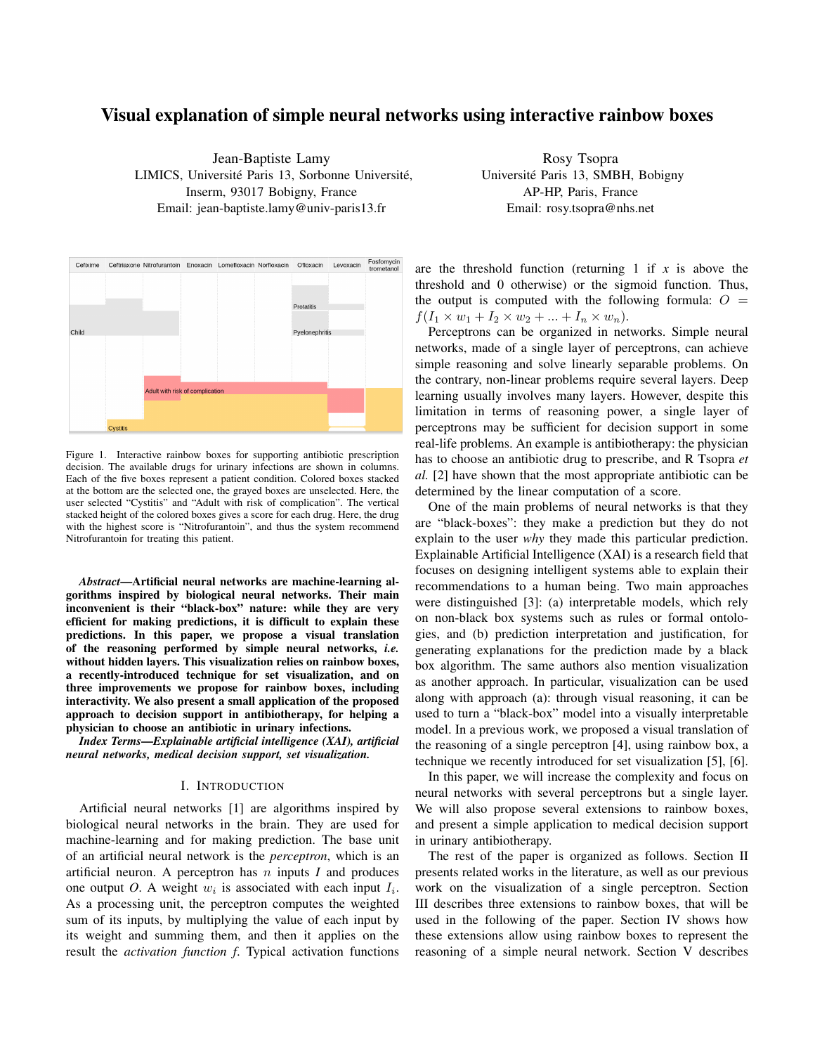# Visual explanation of simple neural networks using interactive rainbow boxes

Jean-Baptiste Lamy
LIMICS, Université Paris 13, Sorbonne Université,
Inserm, 93017 Bobigny, France
Email: jean-baptiste.lamy@univ-paris13.fr

Rosy Tsopra
Université Paris 13, SMBH, Bobigny
AP-HP, Paris, France
Email: rosy.tsopra@nhs.net

Figure 1. Interactive rainbow boxes for supporting antibiotic prescription decision. The available drugs for urinary infections are shown in columns. Each of the five boxes represent a patient condition. Colored boxes stacked at the bottom are the selected one, the grayed boxes are unselected. Here, the user selected "Cystitis" and "Adult with risk of complication". The vertical stacked height of the colored boxes gives a score for each drug. Here, the drug with the highest score is "Nitrofurantoin", and thus the system recommend Nitrofurantoin for treating this patient.

***Abstract*—Artificial neural networks are machine-learning algorithms inspired by biological neural networks. Their main inconvenient is their "black-box" nature: while they are very efficient for making predictions, it is difficult to explain these predictions. In this paper, we propose a visual translation of the reasoning performed by simple neural networks, *i.e.* without hidden layers. This visualization relies on rainbow boxes, a recently-introduced technique for set visualization, and on three improvements we propose for rainbow boxes, including interactivity. We also present a small application of the proposed approach to decision support in antibiotherapy, for helping a physician to choose an antibiotic in urinary infections.**

***Index Terms*—*Explainable artificial intelligence (XAI), artificial neural networks, medical decision support, set visualization.***

## I. Introduction

Artificial neural networks [1] are algorithms inspired by biological neural networks in the brain. They are used for machine-learning and for making prediction. The base unit of an artificial neural network is the *perceptron*, which is an artificial neuron. A perceptron has $n$ inputs $I$ and produces one output $O$. A weight $w_i$ is associated with each input $I_i$. As a processing unit, the perceptron computes the weighted sum of its inputs, by multiplying the value of each input by its weight and summing them, and then it applies on the result the *activation function* $f$. Typical activation functions are the threshold function (returning 1 if $x$ is above the threshold and 0 otherwise) or the sigmoid function. Thus, the output is computed with the following formula: $O = f(I_1 \times w_1 + I_2 \times w_2 + ... + I_n \times w_n)$.

Perceptrons can be organized in networks. Simple neural networks, made of a single layer of perceptrons, can achieve simple reasoning and solve linearly separable problems. On the contrary, non-linear problems require several layers. Deep learning usually involves many layers. However, despite this limitation in terms of reasoning power, a single layer of perceptrons may be sufficient for decision support in some real-life problems. An example is antibiotherapy: the physician has to choose an antibiotic drug to prescribe, and R Tsopra *et al.* [2] have shown that the most appropriate antibiotic can be determined by the linear computation of a score.

One of the main problems of neural networks is that they are "black-boxes": they make a prediction but they do not explain to the user *why* they made this particular prediction. Explainable Artificial Intelligence (XAI) is a research field that focuses on designing intelligent systems able to explain their recommendations to a human being. Two main approaches were distinguished [3]: (a) interpretable models, which rely on non-black box systems such as rules or formal ontologies, and (b) prediction interpretation and justification, for generating explanations for the prediction made by a black box algorithm. The same authors also mention visualization as another approach. In particular, visualization can be used along with approach (a): through visual reasoning, it can be used to turn a "black-box" model into a visually interpretable model. In a previous work, we proposed a visual translation of the reasoning of a single perceptron [4], using rainbow box, a technique we recently introduced for set visualization [5], [6].

In this paper, we will increase the complexity and focus on neural networks with several perceptrons but a single layer. We will also propose several extensions to rainbow boxes, and present a simple application to medical decision support in urinary antibiotherapy.

The rest of the paper is organized as follows. Section II presents related works in the literature, as well as our previous work on the visualization of a single perceptron. Section III describes three extensions to rainbow boxes, that will be used in the following of the paper. Section IV shows how these extensions allow using rainbow boxes to represent the reasoning of a simple neural network. Section V describes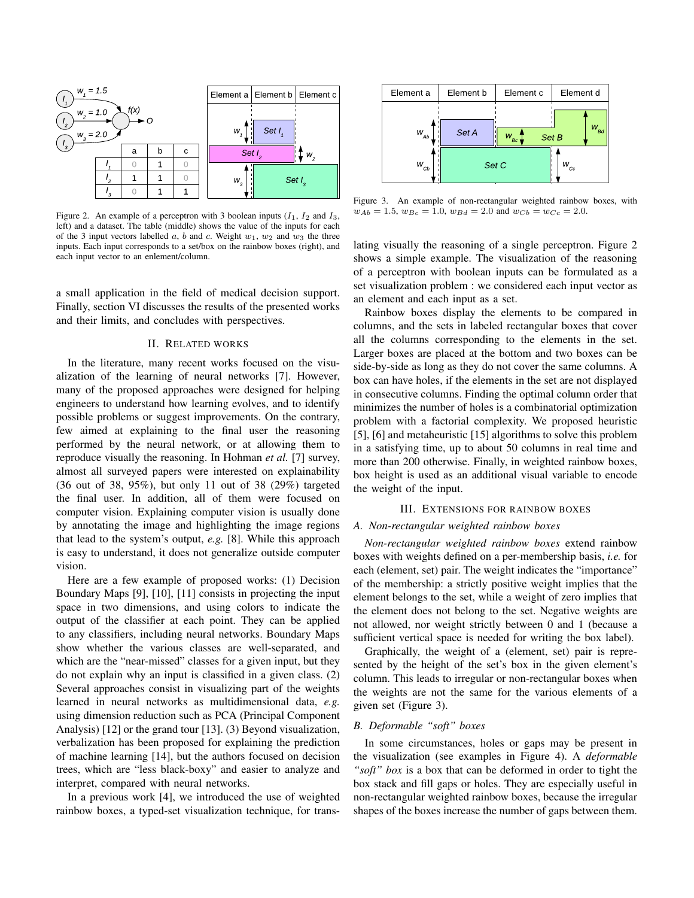Figure 2. An example of a perceptron with 3 boolean inputs ($I_1$, $I_2$ and $I_3$, left) and a dataset. The table (middle) shows the value of the inputs for each of the 3 input vectors labelled $a$, $b$ and $c$. Weight $w_1$, $w_2$ and $w_3$ the three inputs. Each input corresponds to a set/box on the rainbow boxes (right), and each input vector to an enlement/column.

a small application in the field of medical decision support. Finally, section VI discusses the results of the presented works and their limits, and concludes with perspectives.

## II. Related works

In the literature, many recent works focused on the visualization of the learning of neural networks [7]. However, many of the proposed approaches were designed for helping engineers to understand how learning evolves, and to identify possible problems or suggest improvements. On the contrary, few aimed at explaining to the final user the reasoning performed by the neural network, or at allowing them to reproduce visually the reasoning. In Hohman *et al.* [7] survey, almost all surveyed papers were interested on explainability (36 out of 38, 95%), but only 11 out of 38 (29%) targeted the final user. In addition, all of them were focused on computer vision. Explaining computer vision is usually done by annotating the image and highlighting the image regions that lead to the system's output, *e.g.* [8]. While this approach is easy to understand, it does not generalize outside computer vision.

Here are a few example of proposed works: (1) Decision Boundary Maps [9], [10], [11] consists in projecting the input space in two dimensions, and using colors to indicate the output of the classifier at each point. They can be applied to any classifiers, including neural networks. Boundary Maps show whether the various classes are well-separated, and which are the "near-missed" classes for a given input, but they do not explain why an input is classified in a given class. (2) Several approaches consist in visualizing part of the weights learned in neural networks as multidimensional data, *e.g.* using dimension reduction such as PCA (Principal Component Analysis) [12] or the grand tour [13]. (3) Beyond visualization, verbalization has been proposed for explaining the prediction of machine learning [14], but the authors focused on decision trees, which are "less black-boxy" and easier to analyze and interpret, compared with neural networks.

In a previous work [4], we introduced the use of weighted rainbow boxes, a typed-set visualization technique, for translating visually the reasoning of a single perceptron. Figure 2 shows a simple example. The visualization of the reasoning of a perceptron with boolean inputs can be formulated as a set visualization problem : we considered each input vector as an element and each input as a set.

Figure 3. An example of non-rectangular weighted rainbow boxes, with $w_{Ab} = 1.5$, $w_{Bc} = 1.0$, $w_{Bd} = 2.0$ and $w_{Cb} = w_{Cc} = 2.0$.

Rainbow boxes display the elements to be compared in columns, and the sets in labeled rectangular boxes that cover all the columns corresponding to the elements in the set. Larger boxes are placed at the bottom and two boxes can be side-by-side as long as they do not cover the same columns. A box can have holes, if the elements in the set are not displayed in consecutive columns. Finding the optimal column order that minimizes the number of holes is a combinatorial optimization problem with a factorial complexity. We proposed heuristic [5], [6] and metaheuristic [15] algorithms to solve this problem in a satisfying time, up to about 50 columns in real time and more than 200 otherwise. Finally, in weighted rainbow boxes, box height is used as an additional visual variable to encode the weight of the input.

## III. Extensions for rainbow boxes

### A. Non-rectangular weighted rainbow boxes

*Non-rectangular weighted rainbow boxes* extend rainbow boxes with weights defined on a per-membership basis, *i.e.* for each (element, set) pair. The weight indicates the "importance" of the membership: a strictly positive weight implies that the element belongs to the set, while a weight of zero implies that the element does not belong to the set. Negative weights are not allowed, nor weight strictly between 0 and 1 (because a sufficient vertical space is needed for writing the box label).

Graphically, the weight of a (element, set) pair is represented by the height of the set's box in the given element's column. This leads to irregular or non-rectangular boxes when the weights are not the same for the various elements of a given set (Figure 3).

### B. Deformable "soft" boxes

In some circumstances, holes or gaps may be present in the visualization (see examples in Figure 4). A *deformable "soft" box* is a box that can be deformed in order to tight the box stack and fill gaps or holes. They are especially useful in non-rectangular weighted rainbow boxes, because the irregular shapes of the boxes increase the number of gaps between them.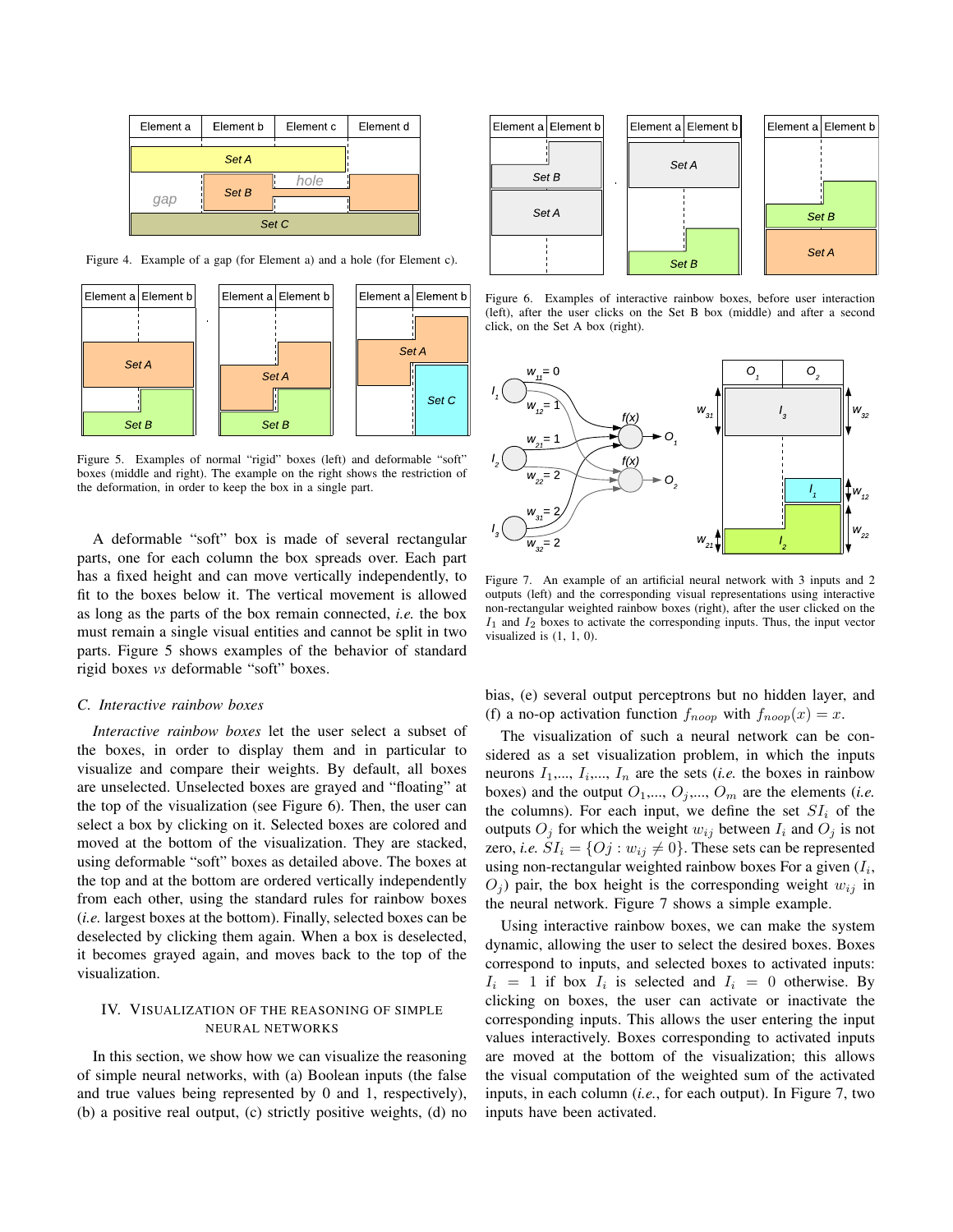Figure 4. Example of a gap (for Element a) and a hole (for Element c).

Figure 5. Examples of normal "rigid" boxes (left) and deformable "soft" boxes (middle and right). The example on the right shows the restriction of the deformation, in order to keep the box in a single part.

A deformable "soft" box is made of several rectangular parts, one for each column the box spreads over. Each part has a fixed height and can move vertically independently, to fit to the boxes below it. The vertical movement is allowed as long as the parts of the box remain connected, *i.e.* the box must remain a single visual entities and cannot be split in two parts. Figure 5 shows examples of the behavior of standard rigid boxes *vs* deformable "soft" boxes.

### C. Interactive rainbow boxes

*Interactive rainbow boxes* let the user select a subset of the boxes, in order to display them and in particular to visualize and compare their weights. By default, all boxes are unselected. Unselected boxes are grayed and "floating" at the top of the visualization (see Figure 6). Then, the user can select a box by clicking on it. Selected boxes are colored and moved at the bottom of the visualization. They are stacked, using deformable "soft" boxes as detailed above. The boxes at the top and at the bottom are ordered vertically independently from each other, using the standard rules for rainbow boxes (*i.e.* largest boxes at the bottom). Finally, selected boxes can be deselected by clicking them again. When a box is deselected, it becomes grayed again, and moves back to the top of the visualization.

## IV. Visualization of the reasoning of simple neural networks

In this section, we show how we can visualize the reasoning of simple neural networks, with (a) Boolean inputs (the false and true values being represented by 0 and 1, respectively), (b) a positive real output, (c) strictly positive weights, (d) no bias, (e) several output perceptrons but no hidden layer, and (f) a no-op activation function $f_{noop}$ with $f_{noop}(x) = x$.

Figure 6. Examples of interactive rainbow boxes, before user interaction (left), after the user clicks on the Set B box (middle) and after a second click, on the Set A box (right).

Figure 7. An example of an artificial neural network with 3 inputs and 2 outputs (left) and the corresponding visual representations using interactive non-rectangular weighted rainbow boxes (right), after the user clicked on the $I_1$ and $I_2$ boxes to activate the corresponding inputs. Thus, the input vector visualized is (1, 1, 0).

The visualization of such a neural network can be considered as a set visualization problem, in which the inputs neurons $I_1$,..., $I_i$,..., $I_n$ are the sets (*i.e.* the boxes in rainbow boxes) and the output $O_1$,..., $O_j$,..., $O_m$ are the elements (*i.e.* the columns). For each input, we define the set $SI_i$ of the outputs $O_j$ for which the weight $w_{ij}$ between $I_i$ and $O_j$ is not zero, *i.e.* $SI_i = \{Oj : w_{ij} \neq 0\}$. These sets can be represented using non-rectangular weighted rainbow boxes For a given ($I_i$, $O_j$) pair, the box height is the corresponding weight $w_{ij}$ in the neural network. Figure 7 shows a simple example.

Using interactive rainbow boxes, we can make the system dynamic, allowing the user to select the desired boxes. Boxes correspond to inputs, and selected boxes to activated inputs: $I_i = 1$ if box $I_i$ is selected and $I_i = 0$ otherwise. By clicking on boxes, the user can activate or inactivate the corresponding inputs. This allows the user entering the input values interactively. Boxes corresponding to activated inputs are moved at the bottom of the visualization; this allows the visual computation of the weighted sum of the activated inputs, in each column (*i.e.*, for each output). In Figure 7, two inputs have been activated.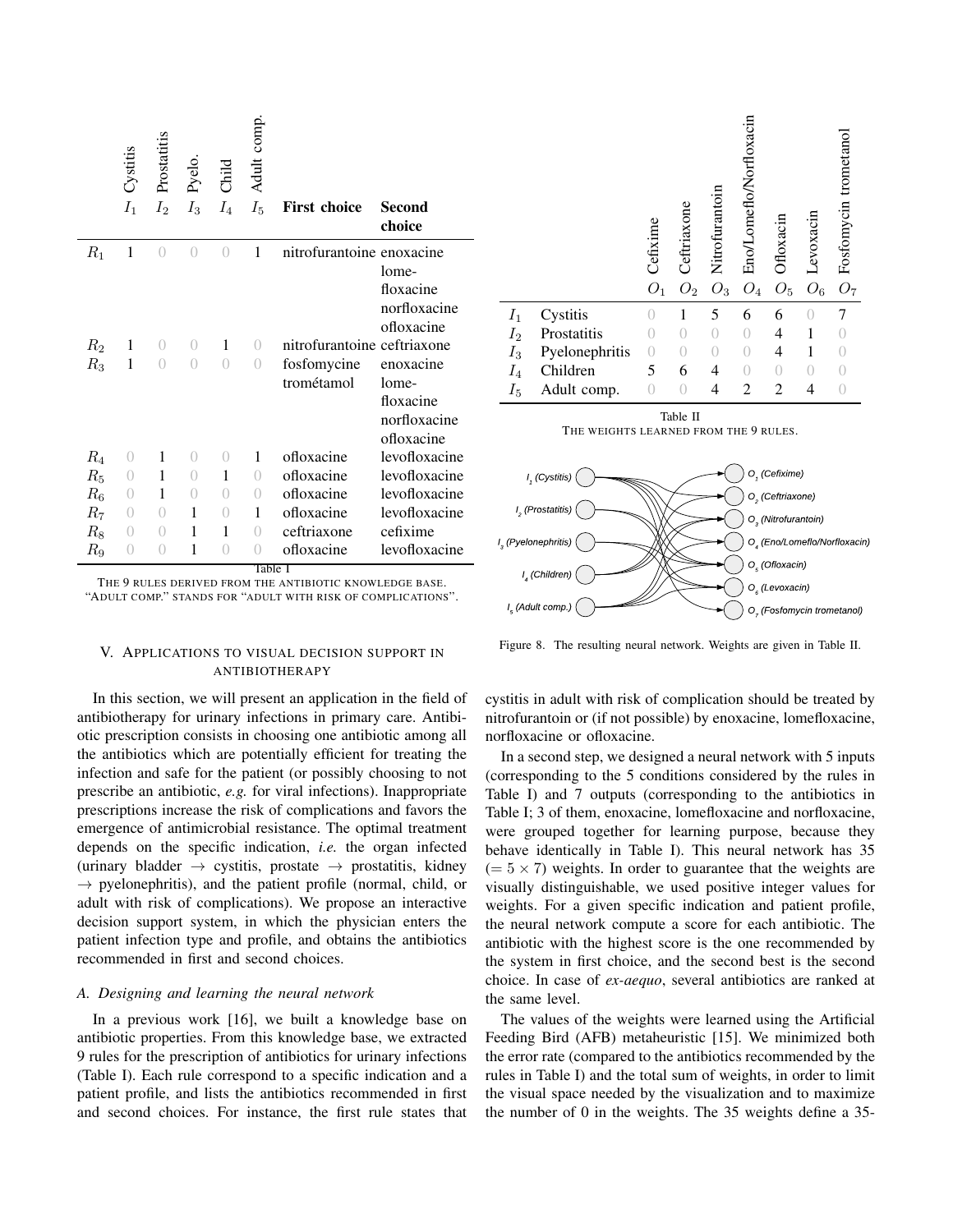| | Cystitis $I_1$ | Prostatitis $I_2$ | Pyelo. $I_3$ | Child $I_4$ | Adult comp. $I_5$ | **First choice** | **Second choice** |
|---|---|---|---|---|---|---|---|
| $R_1$ | 1 | 0 | 0 | 0 | 1 | nitrofurantoine | enoxacine lomefloxacine norfloxacine ofloxacine |
| $R_2$ | 1 | 0 | 0 | 1 | 0 | nitrofurantoine | ceftriaxone |
| $R_3$ | 1 | 0 | 0 | 0 | 0 | fosfomycine trométamol | enoxacine lomefloxacine norfloxacine ofloxacine |
| $R_4$ | 0 | 1 | 0 | 0 | 1 | ofloxacine | levofloxacine |
| $R_5$ | 0 | 1 | 0 | 1 | 0 | ofloxacine | levofloxacine |
| $R_6$ | 0 | 1 | 0 | 0 | 0 | ofloxacine | levofloxacine |
| $R_7$ | 0 | 0 | 1 | 0 | 1 | ofloxacine | levofloxacine |
| $R_8$ | 0 | 0 | 1 | 1 | 0 | ceftriaxone | cefixime |
| $R_9$ | 0 | 0 | 1 | 0 | 0 | ofloxacine | levofloxacine |

Table I
THE 9 RULES DERIVED FROM THE ANTIBIOTIC KNOWLEDGE BASE. "ADULT COMP." STANDS FOR "ADULT WITH RISK OF COMPLICATIONS".

| | | Cefixime $O_1$ | Ceftriaxone $O_2$ | Nitrofurantoin $O_3$ | Eno/Lomeflo/Norfloxacin $O_4$ | Ofloxacin $O_5$ | Levoxacin $O_6$ | Fosfomycin trometanol $O_7$ |
|---|---|---|---|---|---|---|---|---|
| $I_1$ | Cystitis | 0 | 1 | 5 | 6 | 6 | 0 | 7 |
| $I_2$ | Prostatitis | 0 | 0 | 0 | 0 | 4 | 1 | 0 |
| $I_3$ | Pyelonephritis | 0 | 0 | 0 | 0 | 4 | 1 | 0 |
| $I_4$ | Children | 5 | 6 | 4 | 0 | 0 | 0 | 0 |
| $I_5$ | Adult comp. | 0 | 0 | 4 | 2 | 2 | 4 | 0 |

Table II
THE WEIGHTS LEARNED FROM THE 9 RULES.

Figure 8. The resulting neural network. Weights are given in Table II.

## V. APPLICATIONS TO VISUAL DECISION SUPPORT IN ANTIBIOTHERAPY

In this section, we will present an application in the field of antibiotherapy for urinary infections in primary care. Antibiotic prescription consists in choosing one antibiotic among all the antibiotics which are potentially efficient for treating the infection and safe for the patient (or possibly choosing to not prescribe an antibiotic, *e.g.* for viral infections). Inappropriate prescriptions increase the risk of complications and favors the emergence of antimicrobial resistance. The optimal treatment depends on the specific indication, *i.e.* the organ infected (urinary bladder → cystitis, prostate → prostatitis, kidney → pyelonephritis), and the patient profile (normal, child, or adult with risk of complications). We propose an interactive decision support system, in which the physician enters the patient infection type and profile, and obtains the antibiotics recommended in first and second choices.

### A. Designing and learning the neural network

In a previous work [16], we built a knowledge base on antibiotic properties. From this knowledge base, we extracted 9 rules for the prescription of antibiotics for urinary infections (Table I). Each rule correspond to a specific indication and a patient profile, and lists the antibiotics recommended in first and second choices. For instance, the first rule states that cystitis in adult with risk of complication should be treated by nitrofurantoin or (if not possible) by enoxacine, lomefloxacine, norfloxacine or ofloxacine.

In a second step, we designed a neural network with 5 inputs (corresponding to the 5 conditions considered by the rules in Table I) and 7 outputs (corresponding to the antibiotics in Table I; 3 of them, enoxacine, lomefloxacine and norfloxacine, were grouped together for learning purpose, because they behave identically in Table I). This neural network has 35 ($= 5 \times 7$) weights. In order to guarantee that the weights are visually distinguishable, we used positive integer values for weights. For a given specific indication and patient profile, the neural network compute a score for each antibiotic. The antibiotic with the highest score is the one recommended by the system in first choice, and the second best is the second choice. In case of *ex-aequo*, several antibiotics are ranked at the same level.

The values of the weights were learned using the Artificial Feeding Bird (AFB) metaheuristic [15]. We minimized both the error rate (compared to the antibiotics recommended by the rules in Table I) and the total sum of weights, in order to limit the visual space needed by the visualization and to maximize the number of 0 in the weights. The 35 weights define a 35-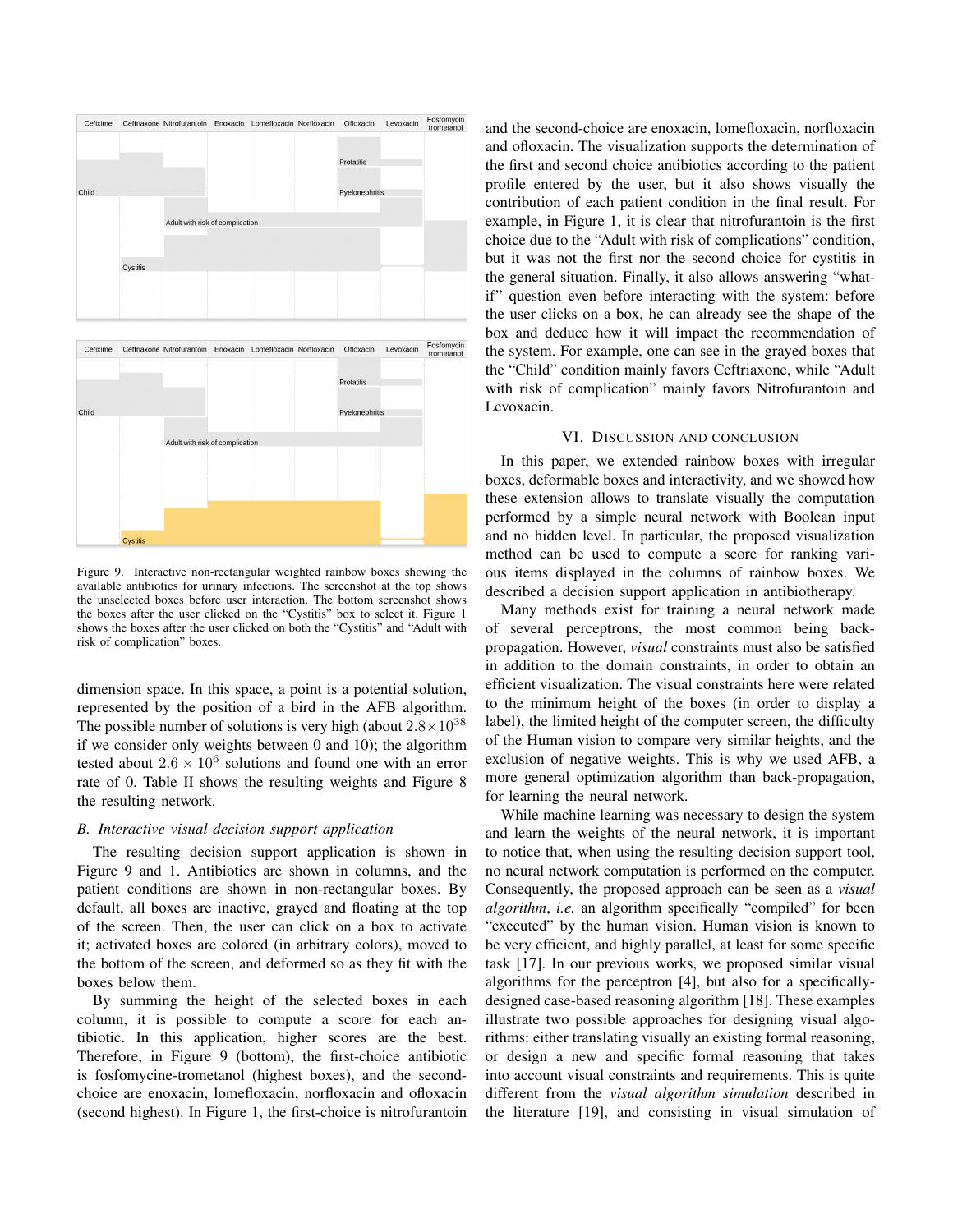Figure 9. Interactive non-rectangular weighted rainbow boxes showing the available antibiotics for urinary infections. The screenshot at the top shows the unselected boxes before user interaction. The bottom screenshot shows the boxes after the user clicked on the "Cystitis" box to select it. Figure 1 shows the boxes after the user clicked on both the "Cystitis" and "Adult with risk of complication" boxes.

dimension space. In this space, a point is a potential solution, represented by the position of a bird in the AFB algorithm. The possible number of solutions is very high (about $2.8 \times 10^{38}$ if we consider only weights between 0 and 10); the algorithm tested about $2.6 \times 10^{6}$ solutions and found one with an error rate of 0. Table II shows the resulting weights and Figure 8 the resulting network.

### B. Interactive visual decision support application

The resulting decision support application is shown in Figure 9 and 1. Antibiotics are shown in columns, and the patient conditions are shown in non-rectangular boxes. By default, all boxes are inactive, grayed and floating at the top of the screen. Then, the user can click on a box to activate it; activated boxes are colored (in arbitrary colors), moved to the bottom of the screen, and deformed so as they fit with the boxes below them.

By summing the height of the selected boxes in each column, it is possible to compute a score for each antibiotic. In this application, higher scores are the best. Therefore, in Figure 9 (bottom), the first-choice antibiotic is fosfomycine-trometanol (highest boxes), and the second-choice are enoxacin, lomefloxacin, norfloxacin and ofloxacin (second highest). In Figure 1, the first-choice is nitrofurantoin and the second-choice are enoxacin, lomefloxacin, norfloxacin and ofloxacin. The visualization supports the determination of the first and second choice antibiotics according to the patient profile entered by the user, but it also shows visually the contribution of each patient condition in the final result. For example, in Figure 1, it is clear that nitrofurantoin is the first choice due to the "Adult with risk of complications" condition, but it was not the first nor the second choice for cystitis in the general situation. Finally, it also allows answering "what-if" question even before interacting with the system: before the user clicks on a box, he can already see the shape of the box and deduce how it will impact the recommendation of the system. For example, one can see in the grayed boxes that the "Child" condition mainly favors Ceftriaxone, while "Adult with risk of complication" mainly favors Nitrofurantoin and Levoxacin.

## VI. Discussion and conclusion

In this paper, we extended rainbow boxes with irregular boxes, deformable boxes and interactivity, and we showed how these extension allows to translate visually the computation performed by a simple neural network with Boolean input and no hidden level. In particular, the proposed visualization method can be used to compute a score for ranking various items displayed in the columns of rainbow boxes. We described a decision support application in antibiotherapy.

Many methods exist for training a neural network made of several perceptrons, the most common being back-propagation. However, *visual* constraints must also be satisfied in addition to the domain constraints, in order to obtain an efficient visualization. The visual constraints here were related to the minimum height of the boxes (in order to display a label), the limited height of the computer screen, the difficulty of the Human vision to compare very similar heights, and the exclusion of negative weights. This is why we used AFB, a more general optimization algorithm than back-propagation, for learning the neural network.

While machine learning was necessary to design the system and learn the weights of the neural network, it is important to notice that, when using the resulting decision support tool, no neural network computation is performed on the computer. Consequently, the proposed approach can be seen as a *visual algorithm*, *i.e.* an algorithm specifically "compiled" for been "executed" by the human vision. Human vision is known to be very efficient, and highly parallel, at least for some specific task [17]. In our previous works, we proposed similar visual algorithms for the perceptron [4], but also for a specifically-designed case-based reasoning algorithm [18]. These examples illustrate two possible approaches for designing visual algorithms: either translating visually an existing formal reasoning, or design a new and specific formal reasoning that takes into account visual constraints and requirements. This is quite different from the *visual algorithm simulation* described in the literature [19], and consisting in visual simulation of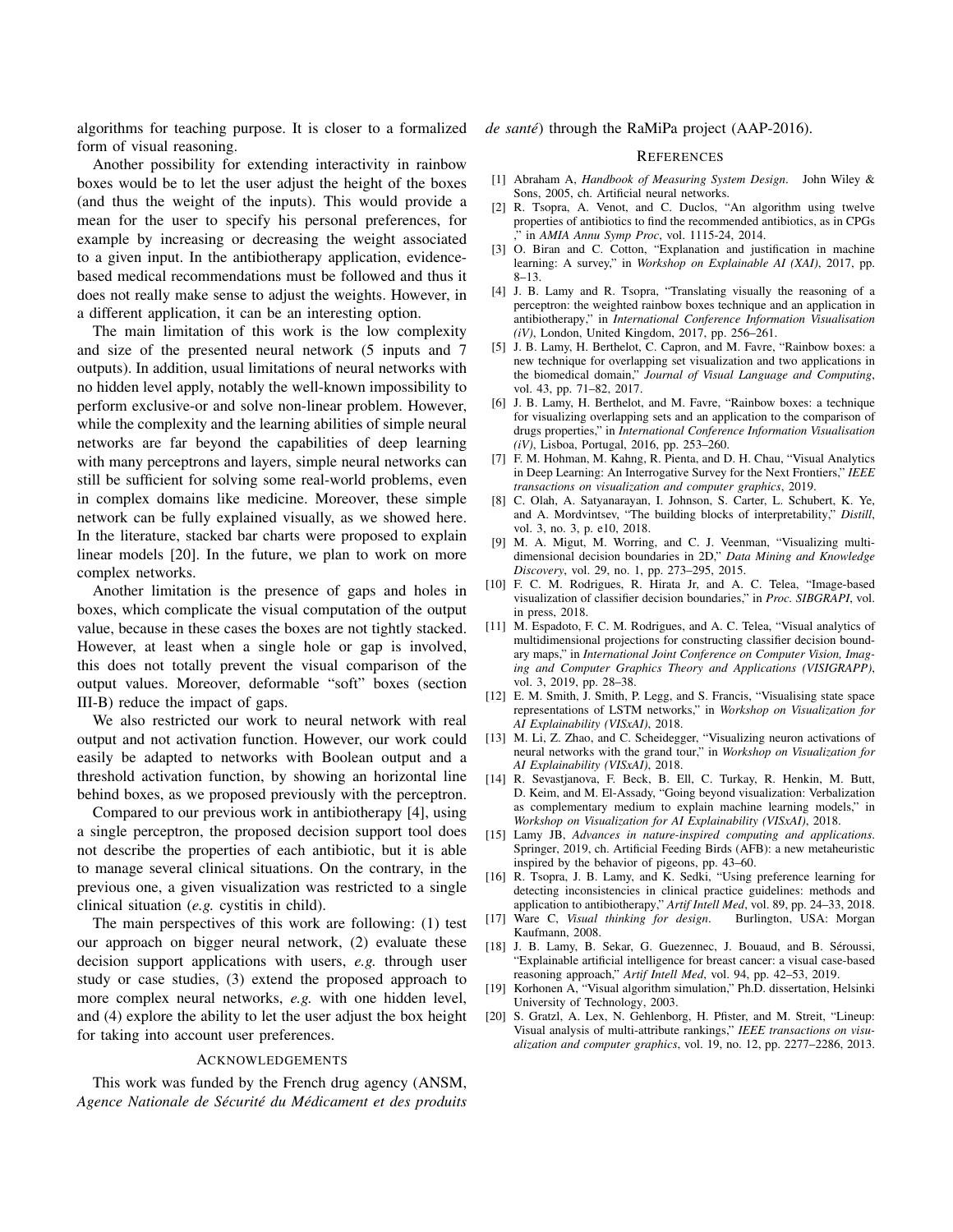algorithms for teaching purpose. It is closer to a formalized form of visual reasoning.

Another possibility for extending interactivity in rainbow boxes would be to let the user adjust the height of the boxes (and thus the weight of the inputs). This would provide a mean for the user to specify his personal preferences, for example by increasing or decreasing the weight associated to a given input. In the antibiotherapy application, evidence-based medical recommendations must be followed and thus it does not really make sense to adjust the weights. However, in a different application, it can be an interesting option.

The main limitation of this work is the low complexity and size of the presented neural network (5 inputs and 7 outputs). In addition, usual limitations of neural networks with no hidden level apply, notably the well-known impossibility to perform exclusive-or and solve non-linear problem. However, while the complexity and the learning abilities of simple neural networks are far beyond the capabilities of deep learning with many perceptrons and layers, simple neural networks can still be sufficient for solving some real-world problems, even in complex domains like medicine. Moreover, these simple network can be fully explained visually, as we showed here. In the literature, stacked bar charts were proposed to explain linear models [20]. In the future, we plan to work on more complex networks.

Another limitation is the presence of gaps and holes in boxes, which complicate the visual computation of the output value, because in these cases the boxes are not tightly stacked. However, at least when a single hole or gap is involved, this does not totally prevent the visual comparison of the output values. Moreover, deformable "soft" boxes (section III-B) reduce the impact of gaps.

We also restricted our work to neural network with real output and not activation function. However, our work could easily be adapted to networks with Boolean output and a threshold activation function, by showing an horizontal line behind boxes, as we proposed previously with the perceptron.

Compared to our previous work in antibiotherapy [4], using a single perceptron, the proposed decision support tool does not describe the properties of each antibiotic, but it is able to manage several clinical situations. On the contrary, in the previous one, a given visualization was restricted to a single clinical situation (*e.g.* cystitis in child).

The main perspectives of this work are following: (1) test our approach on bigger neural network, (2) evaluate these decision support applications with users, *e.g.* through user study or case studies, (3) extend the proposed approach to more complex neural networks, *e.g.* with one hidden level, and (4) explore the ability to let the user adjust the box height for taking into account user preferences.

## Acknowledgements

This work was funded by the French drug agency (ANSM, *Agence Nationale de Sécurité du Médicament et des produits de santé*) through the RaMiPa project (AAP-2016).

## References

[1] Abraham A, *Handbook of Measuring System Design*. John Wiley & Sons, 2005, ch. Artificial neural networks.

[2] R. Tsopra, A. Venot, and C. Duclos, "An algorithm using twelve properties of antibiotics to find the recommended antibiotics, as in CPGs ," in *AMIA Annu Symp Proc*, vol. 1115-24, 2014.

[3] O. Biran and C. Cotton, "Explanation and justification in machine learning: A survey," in *Workshop on Explainable AI (XAI)*, 2017, pp. 8–13.

[4] J. B. Lamy and R. Tsopra, "Translating visually the reasoning of a perceptron: the weighted rainbow boxes technique and an application in antibiotherapy," in *International Conference Information Visualisation (iV)*, London, United Kingdom, 2017, pp. 256–261.

[5] J. B. Lamy, H. Berthelot, C. Capron, and M. Favre, "Rainbow boxes: a new technique for overlapping set visualization and two applications in the biomedical domain," *Journal of Visual Language and Computing*, vol. 43, pp. 71–82, 2017.

[6] J. B. Lamy, H. Berthelot, and M. Favre, "Rainbow boxes: a technique for visualizing overlapping sets and an application to the comparison of drugs properties," in *International Conference Information Visualisation (iV)*, Lisboa, Portugal, 2016, pp. 253–260.

[7] F. M. Hohman, M. Kahng, R. Pienta, and D. H. Chau, "Visual Analytics in Deep Learning: An Interrogative Survey for the Next Frontiers," *IEEE transactions on visualization and computer graphics*, 2019.

[8] C. Olah, A. Satyanarayan, I. Johnson, S. Carter, L. Schubert, K. Ye, and A. Mordvintsev, "The building blocks of interpretability," *Distill*, vol. 3, no. 3, p. e10, 2018.

[9] M. A. Migut, M. Worring, and C. J. Veenman, "Visualizing multi-dimensional decision boundaries in 2D," *Data Mining and Knowledge Discovery*, vol. 29, no. 1, pp. 273–295, 2015.

[10] F. C. M. Rodrigues, R. Hirata Jr, and A. C. Telea, "Image-based visualization of classifier decision boundaries," in *Proc. SIBGRAPI*, vol. in press, 2018.

[11] M. Espadoto, F. C. M. Rodrigues, and A. C. Telea, "Visual analytics of multidimensional projections for constructing classifier decision boundary maps," in *International Joint Conference on Computer Vision, Imaging and Computer Graphics Theory and Applications (VISIGRAPP)*, vol. 3, 2019, pp. 28–38.

[12] E. M. Smith, J. Smith, P. Legg, and S. Francis, "Visualising state space representations of LSTM networks," in *Workshop on Visualization for AI Explainability (VISxAI)*, 2018.

[13] M. Li, Z. Zhao, and C. Scheidegger, "Visualizing neuron activations of neural networks with the grand tour," in *Workshop on Visualization for AI Explainability (VISxAI)*, 2018.

[14] R. Sevastjanova, F. Beck, B. Ell, C. Turkay, R. Henkin, M. Butt, D. Keim, and M. El-Assady, "Going beyond visualization: Verbalization as complementary medium to explain machine learning models," in *Workshop on Visualization for AI Explainability (VISxAI)*, 2018.

[15] Lamy JB, *Advances in nature-inspired computing and applications*. Springer, 2019, ch. Artificial Feeding Birds (AFB): a new metaheuristic inspired by the behavior of pigeons, pp. 43–60.

[16] R. Tsopra, J. B. Lamy, and K. Sedki, "Using preference learning for detecting inconsistencies in clinical practice guidelines: methods and application to antibiotherapy," *Artif Intell Med*, vol. 89, pp. 24–33, 2018.

[17] Ware C, *Visual thinking for design*. Burlington, USA: Morgan Kaufmann, 2008.

[18] J. B. Lamy, B. Sekar, G. Guezennec, J. Bouaud, and B. Séroussi, "Explainable artificial intelligence for breast cancer: a visual case-based reasoning approach," *Artif Intell Med*, vol. 94, pp. 42–53, 2019.

[19] Korhonen A, "Visual algorithm simulation," Ph.D. dissertation, Helsinki University of Technology, 2003.

[20] S. Gratzl, A. Lex, N. Gehlenborg, H. Pfister, and M. Streit, "Lineup: Visual analysis of multi-attribute rankings," *IEEE transactions on visualization and computer graphics*, vol. 19, no. 12, pp. 2277–2286, 2013.